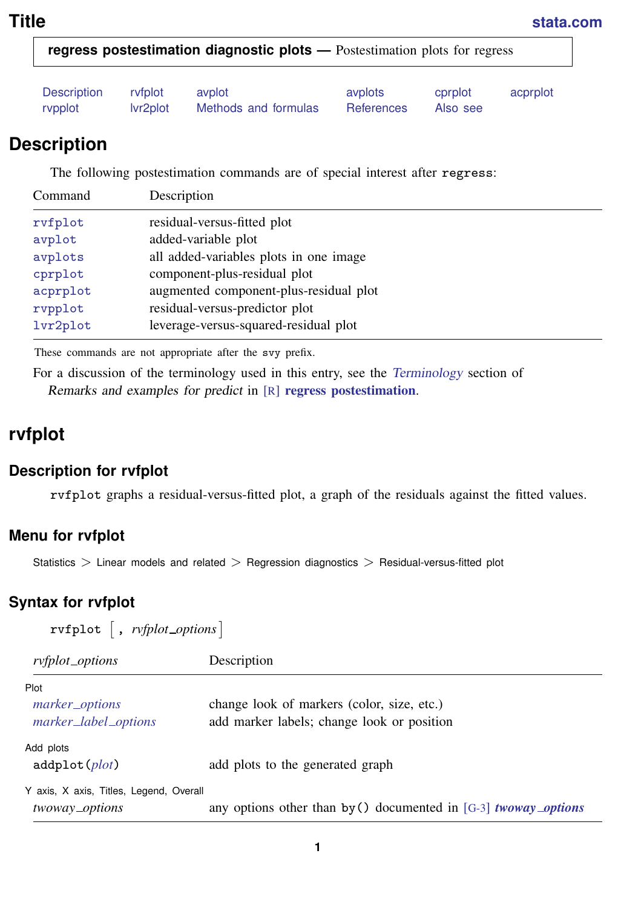# Title

**regress postestimation diagnostic plots —** Postestimation plots for regress

Description rvfplot avplot avplots cprplot acprplot
rvpplot lvr2plot Methods and formulas References Also see

## Description

The following postestimation commands are of special interest after `regress`:

| Command | Description |
|---|---|
| `rvfplot` | residual-versus-fitted plot |
| `avplot` | added-variable plot |
| `avplots` | all added-variables plots in one image |
| `cprplot` | component-plus-residual plot |
| `acprplot` | augmented component-plus-residual plot |
| `rvpplot` | residual-versus-predictor plot |
| `lvr2plot` | leverage-versus-squared-residual plot |

These commands are not appropriate after the `svy` prefix.

For a discussion of the terminology used in this entry, see the *Terminology* section of *Remarks and examples for predict* in [R] **regress postestimation**.

# rvfplot

## Description for rvfplot

`rvfplot` graphs a residual-versus-fitted plot, a graph of the residuals against the fitted values.

## Menu for rvfplot

Statistics > Linear models and related > Regression diagnostics > Residual-versus-fitted plot

## Syntax for rvfplot

`rvfplot` [ , *rvfplot_options* ]

| *rvfplot_options* | Description |
|---|---|
| Plot | |
| *marker_options* | change look of markers (color, size, etc.) |
| *marker_label_options* | add marker labels; change look or position |
| Add plots | |
| `addplot(`*plot*`)` | add plots to the generated graph |
| Y axis, X axis, Titles, Legend, Overall | |
| *twoway_options* | any options other than `by()` documented in [G-3] ***twoway_options*** |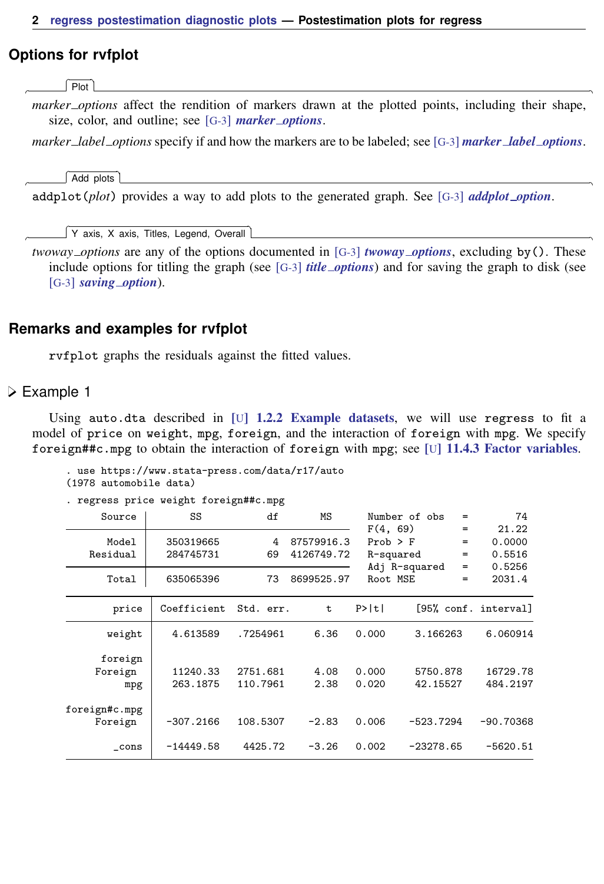## Options for rvfplot

Plot

*marker_options* affect the rendition of markers drawn at the plotted points, including their shape, size, color, and outline; see [G-3] ***marker_options***.

*marker_label_options* specify if and how the markers are to be labeled; see [G-3] ***marker_label_options***.

Add plots

`addplot(`*plot*`)` provides a way to add plots to the generated graph. See [G-3] ***addplot_option***.

Y axis, X axis, Titles, Legend, Overall

*twoway_options* are any of the options documented in [G-3] ***twoway_options***, excluding `by()`. These include options for titling the graph (see [G-3] ***title_options***) and for saving the graph to disk (see [G-3] ***saving_option***).

## Remarks and examples for rvfplot

`rvfplot` graphs the residuals against the fitted values.

### Example 1

Using `auto.dta` described in [U] **1.2.2 Example datasets**, we will use `regress` to fit a model of `price` on `weight`, `mpg`, `foreign`, and the interaction of `foreign` with `mpg`. We specify `foreign##c.mpg` to obtain the interaction of `foreign` with `mpg`; see [U] **11.4.3 Factor variables**.

```
. use https://www.stata-press.com/data/r17/auto
(1978 automobile data)

. regress price weight foreign##c.mpg

      Source |       SS           df       MS      Number of obs   =        74
-------------+----------------------------------   F(4, 69)        =     21.22
       Model |   350319665         4  87579916.3   Prob > F        =    0.0000
    Residual |   284745731        69  4126749.72   R-squared       =    0.5516
-------------+----------------------------------   Adj R-squared   =    0.5256
       Total |   635065396        73  8699525.97   Root MSE        =    2031.4

------------------------------------------------------------------------------
       price | Coefficient  Std. err.      t    P>|t|     [95% conf. interval]
-------------+----------------------------------------------------------------
      weight |   4.613589   .7254961     6.36   0.000     3.166263    6.060914
             |
     foreign |
     Foreign |   11240.33   2751.681     4.08   0.000     5750.878    16729.78
         mpg |   263.1875   110.7961     2.38   0.020     42.15527    484.2197
             |
foreign#c.mpg |
     Foreign |  -307.2166   108.5307    -2.83   0.006    -523.7294   -90.70368
             |
       _cons |  -14449.58    4425.72    -3.26   0.002    -23278.65    -5620.51
------------------------------------------------------------------------------
```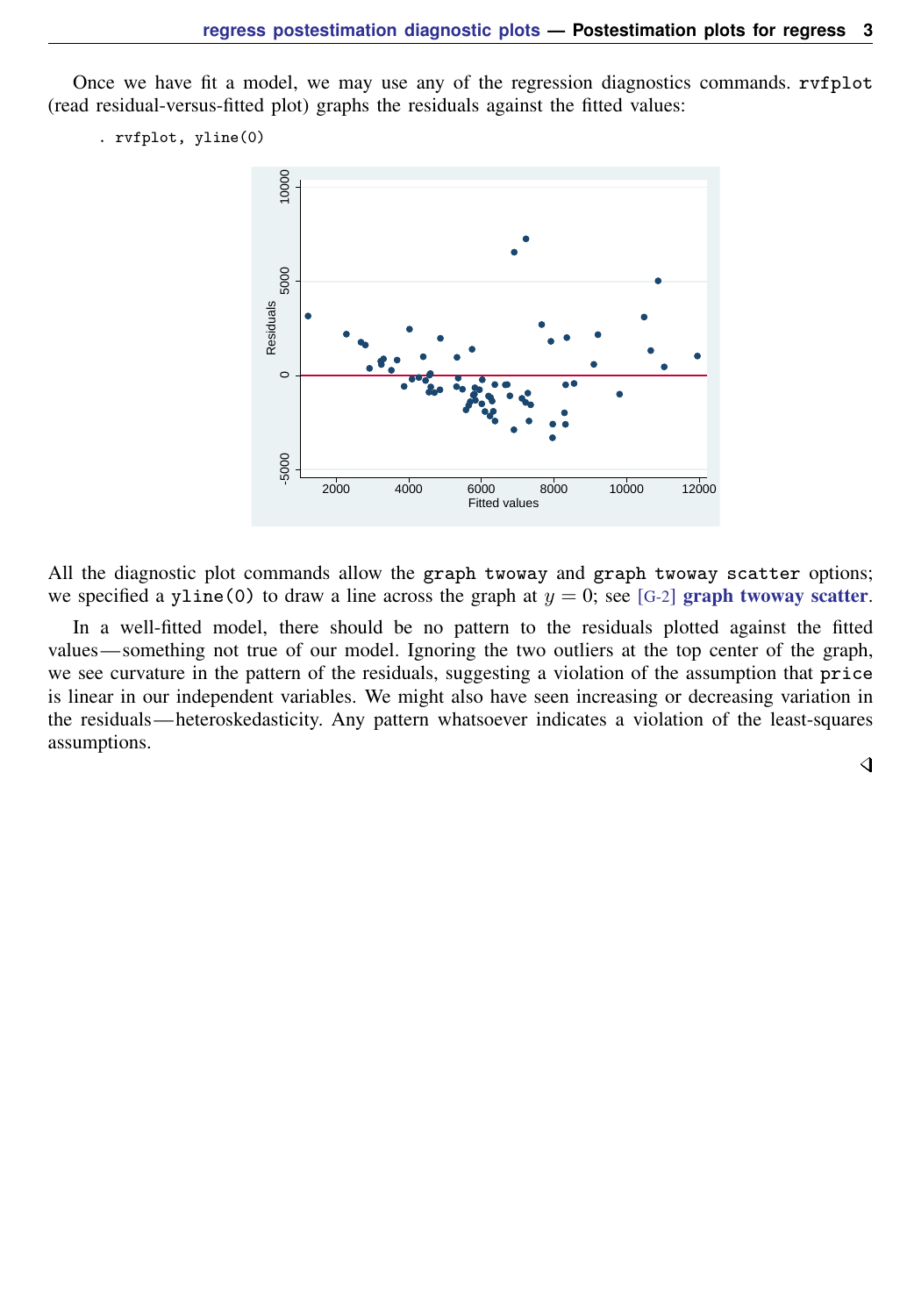Once we have fit a model, we may use any of the regression diagnostics commands. rvfplot (read residual-versus-fitted plot) graphs the residuals against the fitted values:

```
. rvfplot, yline(0)
```

All the diagnostic plot commands allow the graph twoway and graph twoway scatter options; we specified a yline(0) to draw a line across the graph at $y = 0$; see [G-2] **graph twoway scatter**.

In a well-fitted model, there should be no pattern to the residuals plotted against the fitted values—something not true of our model. Ignoring the two outliers at the top center of the graph, we see curvature in the pattern of the residuals, suggesting a violation of the assumption that price is linear in our independent variables. We might also have seen increasing or decreasing variation in the residuals—heteroskedasticity. Any pattern whatsoever indicates a violation of the least-squares assumptions.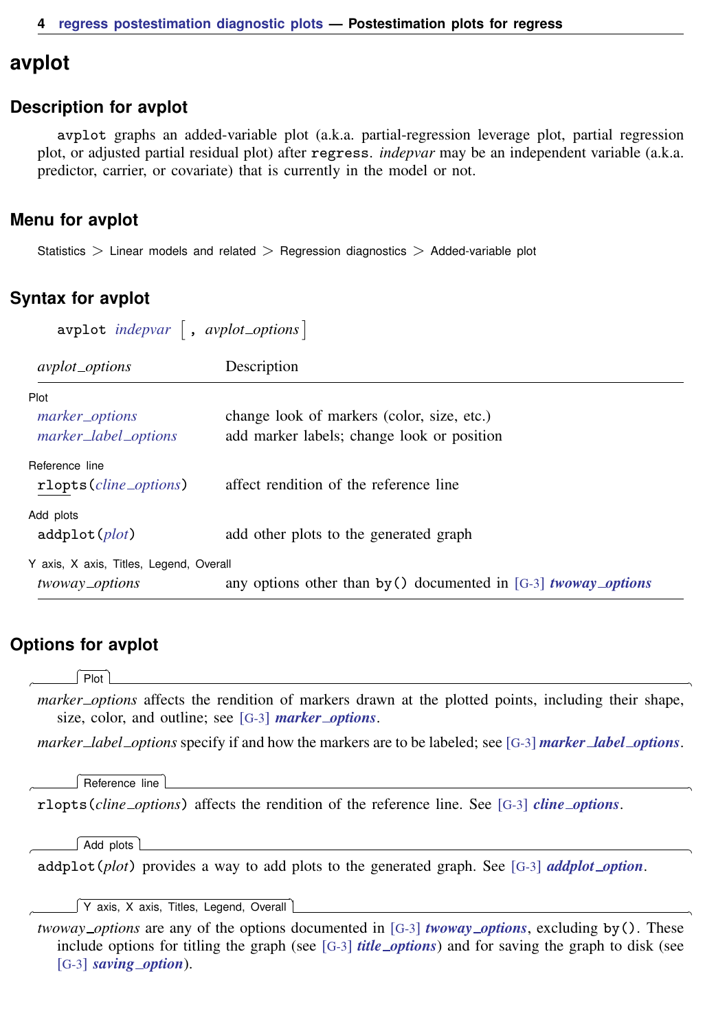# avplot

## Description for avplot

avplot graphs an added-variable plot (a.k.a. partial-regression leverage plot, partial regression plot, or adjusted partial residual plot) after regress. *indepvar* may be an independent variable (a.k.a. predictor, carrier, or covariate) that is currently in the model or not.

## Menu for avplot

Statistics > Linear models and related > Regression diagnostics > Added-variable plot

## Syntax for avplot

```
avplot indepvar [ , avplot_options ]
```

| *avplot_options* | Description |
|---|---|
| Plot | |
| *marker_options* | change look of markers (color, size, etc.) |
| *marker_label_options* | add marker labels; change look or position |
| Reference line | |
| rlopts(*cline_options*) | affect rendition of the reference line |
| Add plots | |
| addplot(*plot*) | add other plots to the generated graph |
| Y axis, X axis, Titles, Legend, Overall | |
| *twoway_options* | any options other than by() documented in [G-3] ***twoway_options*** |

## Options for avplot

Plot

*marker_options* affects the rendition of markers drawn at the plotted points, including their shape, size, color, and outline; see [G-3] ***marker_options***.

*marker_label_options* specify if and how the markers are to be labeled; see [G-3] ***marker_label_options***.

Reference line

rlopts(*cline_options*) affects the rendition of the reference line. See [G-3] ***cline_options***.

Add plots

addplot(*plot*) provides a way to add plots to the generated graph. See [G-3] ***addplot_option***.

Y axis, X axis, Titles, Legend, Overall

*twoway_options* are any of the options documented in [G-3] ***twoway_options***, excluding by(). These include options for titling the graph (see [G-3] ***title_options***) and for saving the graph to disk (see [G-3] ***saving_option***).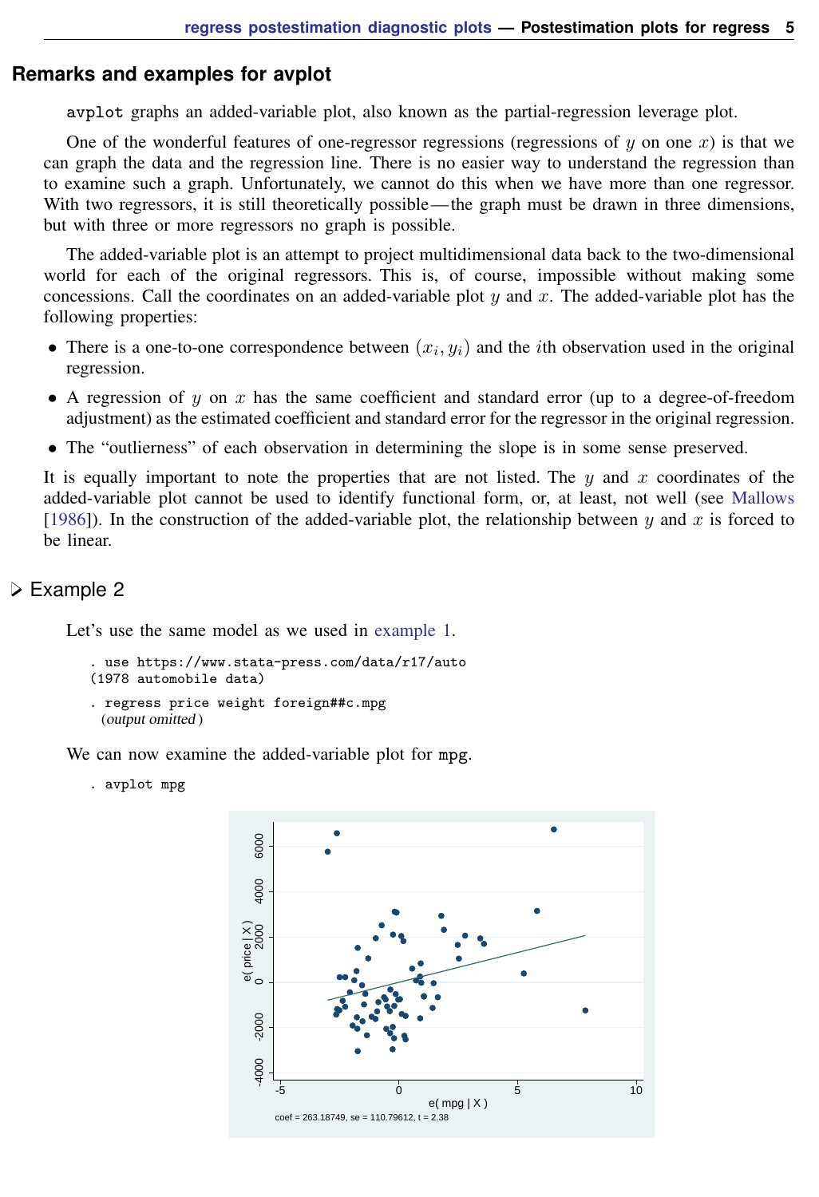## Remarks and examples for avplot

`avplot` graphs an added-variable plot, also known as the partial-regression leverage plot.

One of the wonderful features of one-regressor regressions (regressions of $y$ on one $x$) is that we can graph the data and the regression line. There is no easier way to understand the regression than to examine such a graph. Unfortunately, we cannot do this when we have more than one regressor. With two regressors, it is still theoretically possible—the graph must be drawn in three dimensions, but with three or more regressors no graph is possible.

The added-variable plot is an attempt to project multidimensional data back to the two-dimensional world for each of the original regressors. This is, of course, impossible without making some concessions. Call the coordinates on an added-variable plot $y$ and $x$. The added-variable plot has the following properties:

- There is a one-to-one correspondence between $(x_i, y_i)$ and the $i$th observation used in the original regression.
- A regression of $y$ on $x$ has the same coefficient and standard error (up to a degree-of-freedom adjustment) as the estimated coefficient and standard error for the regressor in the original regression.
- The "outlierness" of each observation in determining the slope is in some sense preserved.

It is equally important to note the properties that are not listed. The $y$ and $x$ coordinates of the added-variable plot cannot be used to identify functional form, or, at least, not well (see Mallows [1986]). In the construction of the added-variable plot, the relationship between $y$ and $x$ is forced to be linear.

### ▷ Example 2

Let's use the same model as we used in example 1.

```
. use https://www.stata-press.com/data/r17/auto
(1978 automobile data)
. regress price weight foreign##c.mpg
  (output omitted )
```

We can now examine the added-variable plot for `mpg`.

```
. avplot mpg
```

coef = 263.18749, se = 110.79612, t = 2.38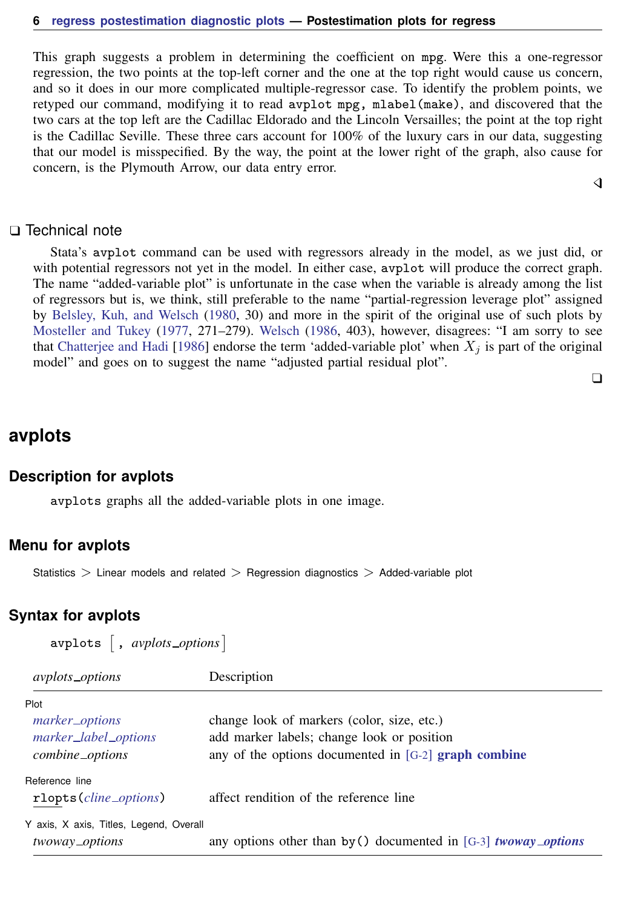This graph suggests a problem in determining the coefficient on mpg. Were this a one-regressor regression, the two points at the top-left corner and the one at the top right would cause us concern, and so it does in our more complicated multiple-regressor case. To identify the problem points, we retyped our command, modifying it to read `avplot mpg, mlabel(make)`, and discovered that the two cars at the top left are the Cadillac Eldorado and the Lincoln Versailles; the point at the top right is the Cadillac Seville. These three cars account for 100% of the luxury cars in our data, suggesting that our model is misspecified. By the way, the point at the lower right of the graph, also cause for concern, is the Plymouth Arrow, our data entry error.

◁

### ❑ Technical note

Stata's `avplot` command can be used with regressors already in the model, as we just did, or with potential regressors not yet in the model. In either case, `avplot` will produce the correct graph. The name "added-variable plot" is unfortunate in the case when the variable is already among the list of regressors but is, we think, still preferable to the name "partial-regression leverage plot" assigned by Belsley, Kuh, and Welsch (1980, 30) and more in the spirit of the original use of such plots by Mosteller and Tukey (1977, 271–279). Welsch (1986, 403), however, disagrees: "I am sorry to see that Chatterjee and Hadi [1986] endorse the term 'added-variable plot' when $X_j$ is part of the original model" and goes on to suggest the name "adjusted partial residual plot".

❑

# avplots

## Description for avplots

`avplots` graphs all the added-variable plots in one image.

## Menu for avplots

Statistics > Linear models and related > Regression diagnostics > Added-variable plot

## Syntax for avplots

`avplots` [ , *avplots_options* ]

| *avplots_options* | Description |
|---|---|
| Plot | |
| *marker_options* | change look of markers (color, size, etc.) |
| *marker_label_options* | add marker labels; change look or position |
| *combine_options* | any of the options documented in [G-2] **graph combine** |
| Reference line | |
| `rlopts(`*cline_options*`)` | affect rendition of the reference line |
| Y axis, X axis, Titles, Legend, Overall | |
| *twoway_options* | any options other than `by()` documented in [G-3] ***twoway_options*** |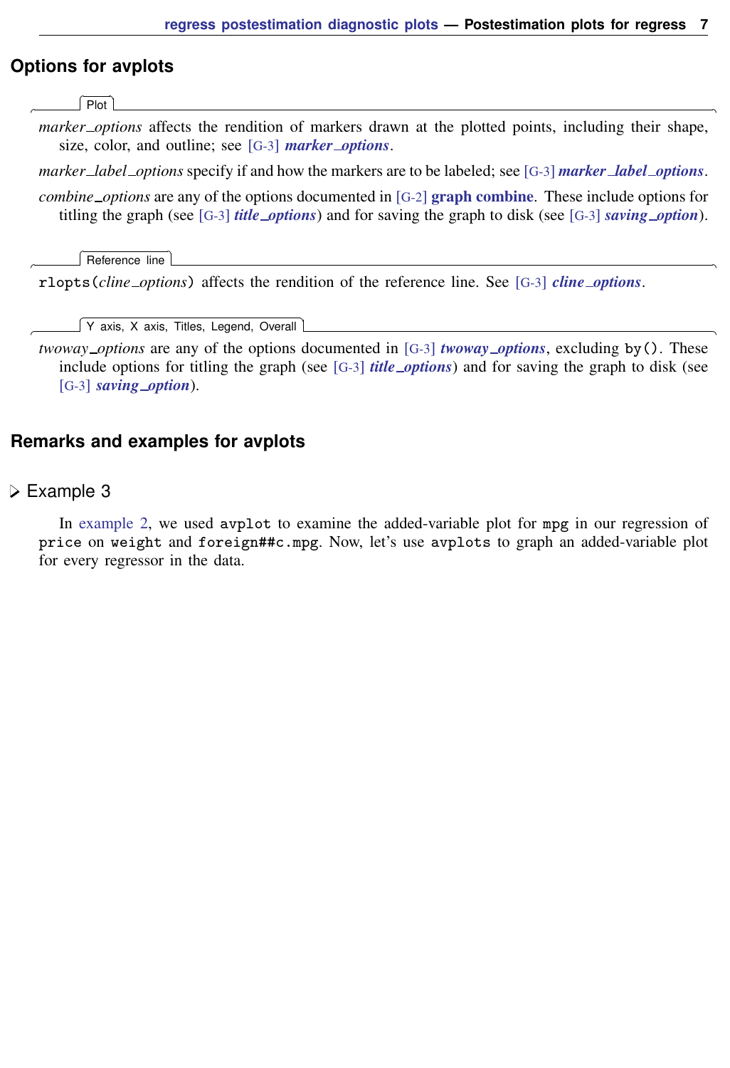## Options for avplots

Plot

*marker_options* affects the rendition of markers drawn at the plotted points, including their shape, size, color, and outline; see [G-3] ***marker_options***.

*marker_label_options* specify if and how the markers are to be labeled; see [G-3] ***marker_label_options***.

*combine_options* are any of the options documented in [G-2] **graph combine**. These include options for titling the graph (see [G-3] ***title_options***) and for saving the graph to disk (see [G-3] ***saving_option***).

Reference line

`rlopts(`*cline_options*`)` affects the rendition of the reference line. See [G-3] ***cline_options***.

Y axis, X axis, Titles, Legend, Overall

*twoway_options* are any of the options documented in [G-3] ***twoway_options***, excluding `by()`. These include options for titling the graph (see [G-3] ***title_options***) and for saving the graph to disk (see [G-3] ***saving_option***).

## Remarks and examples for avplots

### ▷ Example 3

In example 2, we used `avplot` to examine the added-variable plot for `mpg` in our regression of `price` on `weight` and `foreign##c.mpg`. Now, let's use `avplots` to graph an added-variable plot for every regressor in the data.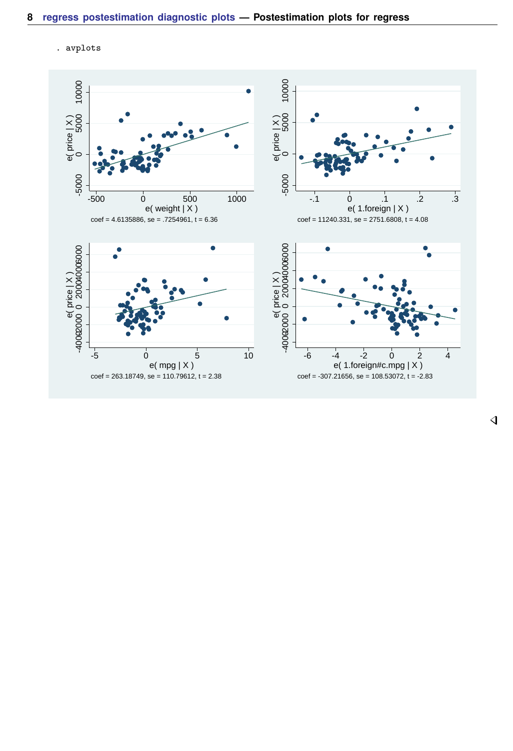```
. avplots
```

coef = 4.6135886, se = .7254961, t = 6.36

coef = 11240.331, se = 2751.6808, t = 4.08

coef = 263.18749, se = 110.79612, t = 2.38

coef = -307.21656, se = 108.53072, t = -2.83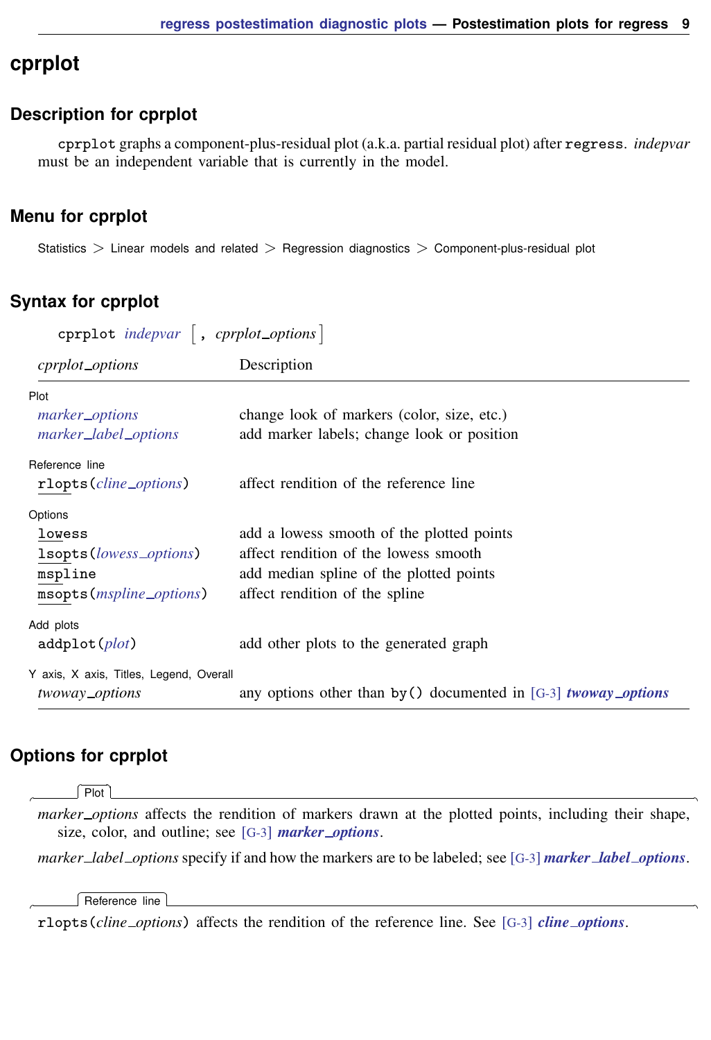# cprplot

## Description for cprplot

`cprplot` graphs a component-plus-residual plot (a.k.a. partial residual plot) after `regress`. *indepvar* must be an independent variable that is currently in the model.

## Menu for cprplot

Statistics > Linear models and related > Regression diagnostics > Component-plus-residual plot

## Syntax for cprplot

```
cprplot indepvar [, cprplot_options]
```

| *cprplot_options* | Description |
|---|---|
| Plot | |
| *marker_options* | change look of markers (color, size, etc.) |
| *marker_label_options* | add marker labels; change look or position |
| Reference line | |
| `rlopts(`*cline_options*`)` | affect rendition of the reference line |
| Options | |
| `lowess` | add a lowess smooth of the plotted points |
| `lsopts(`*lowess_options*`)` | affect rendition of the lowess smooth |
| `mspline` | add median spline of the plotted points |
| `msopts(`*mspline_options*`)` | affect rendition of the spline |
| Add plots | |
| `addplot(`*plot*`)` | add other plots to the generated graph |
| Y axis, X axis, Titles, Legend, Overall | |
| *twoway_options* | any options other than `by()` documented in [G-3] ***twoway_options*** |

## Options for cprplot

**Plot**

*marker_options* affects the rendition of markers drawn at the plotted points, including their shape, size, color, and outline; see [G-3] ***marker_options***.

*marker_label_options* specify if and how the markers are to be labeled; see [G-3] ***marker_label_options***.

**Reference line**

`rlopts(`*cline_options*`)` affects the rendition of the reference line. See [G-3] ***cline_options***.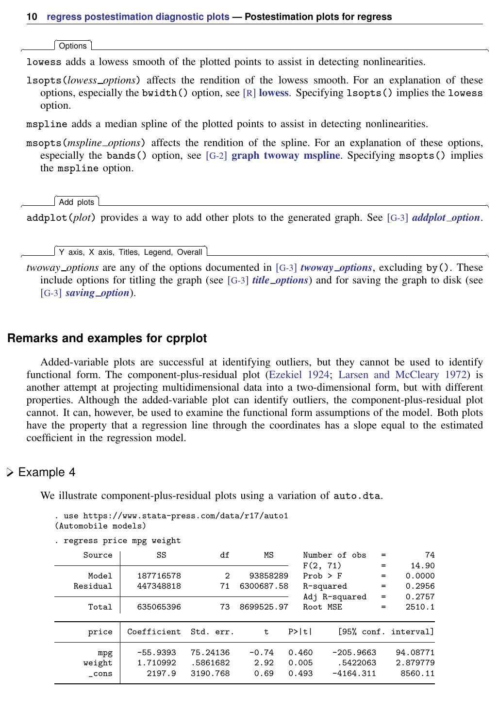**Options**

`lowess` adds a lowess smooth of the plotted points to assist in detecting nonlinearities.

`lsopts(`*lowess_options*`)` affects the rendition of the lowess smooth. For an explanation of these options, especially the `bwidth()` option, see [R] **lowess**. Specifying `lsopts()` implies the `lowess` option.

`mspline` adds a median spline of the plotted points to assist in detecting nonlinearities.

`msopts(`*mspline_options*`)` affects the rendition of the spline. For an explanation of these options, especially the `bands()` option, see [G-2] **graph twoway mspline**. Specifying `msopts()` implies the `mspline` option.

**Add plots**

`addplot(`*plot*`)` provides a way to add other plots to the generated graph. See [G-3] ***addplot_option***.

**Y axis, X axis, Titles, Legend, Overall**

*twoway_options* are any of the options documented in [G-3] ***twoway_options***, excluding `by()`. These include options for titling the graph (see [G-3] ***title_options***) and for saving the graph to disk (see [G-3] ***saving_option***).

## Remarks and examples for cprplot

Added-variable plots are successful at identifying outliers, but they cannot be used to identify functional form. The component-plus-residual plot (Ezekiel 1924; Larsen and McCleary 1972) is another attempt at projecting multidimensional data into a two-dimensional form, but with different properties. Although the added-variable plot can identify outliers, the component-plus-residual plot cannot. It can, however, be used to examine the functional form assumptions of the model. Both plots have the property that a regression line through the coordinates has a slope equal to the estimated coefficient in the regression model.

### Example 4

We illustrate component-plus-residual plots using a variation of `auto.dta`.

```
. use https://www.stata-press.com/data/r17/auto1
(Automobile models)

. regress price mpg weight

      Source |       SS           df       MS      Number of obs   =        74
-------------+----------------------------------   F(2, 71)        =     14.90
       Model |  187716578         2    93858289    Prob > F        =    0.0000
    Residual |  447348818        71  6300687.58    R-squared       =    0.2956
-------------+----------------------------------   Adj R-squared   =    0.2757
       Total |  635065396        73  8699525.97    Root MSE        =    2510.1

------------------------------------------------------------------------------
       price | Coefficient  Std. err.      t    P>|t|     [95% conf. interval]
-------------+----------------------------------------------------------------
         mpg |   -55.9393   75.24136    -0.74   0.460    -205.9663    94.08771
      weight |   1.710992   .5861682     2.92   0.005     .5422063    2.879779
       _cons |     2197.9   3190.768     0.69   0.493    -4164.311     8560.11
------------------------------------------------------------------------------
```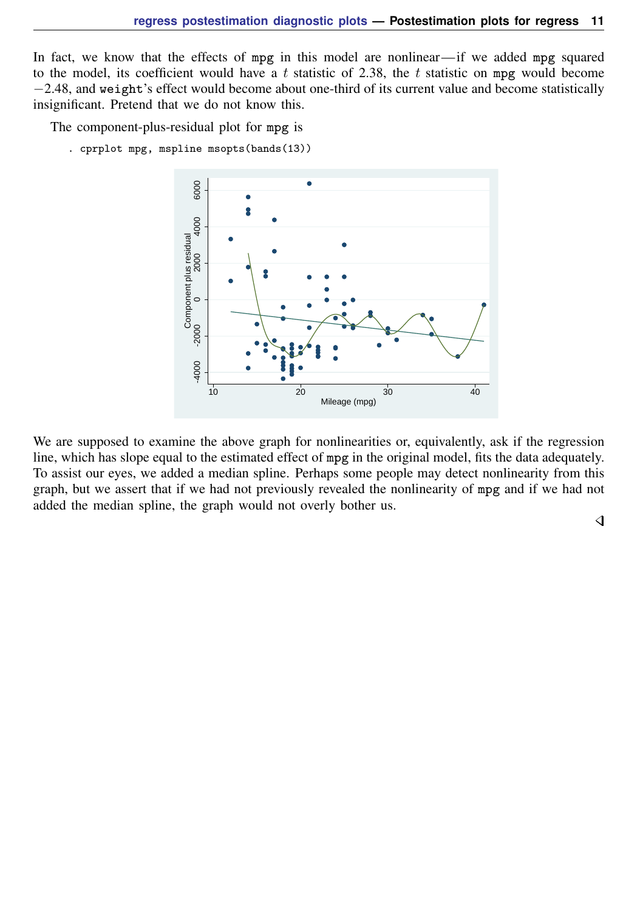In fact, we know that the effects of mpg in this model are nonlinear—if we added mpg squared to the model, its coefficient would have a $t$ statistic of 2.38, the $t$ statistic on mpg would become −2.48, and weight's effect would become about one-third of its current value and become statistically insignificant. Pretend that we do not know this.

The component-plus-residual plot for mpg is

```
. cprplot mpg, mspline msopts(bands(13))
```

We are supposed to examine the above graph for nonlinearities or, equivalently, ask if the regression line, which has slope equal to the estimated effect of mpg in the original model, fits the data adequately. To assist our eyes, we added a median spline. Perhaps some people may detect nonlinearity from this graph, but we assert that if we had not previously revealed the nonlinearity of mpg and if we had not added the median spline, the graph would not overly bother us.

◁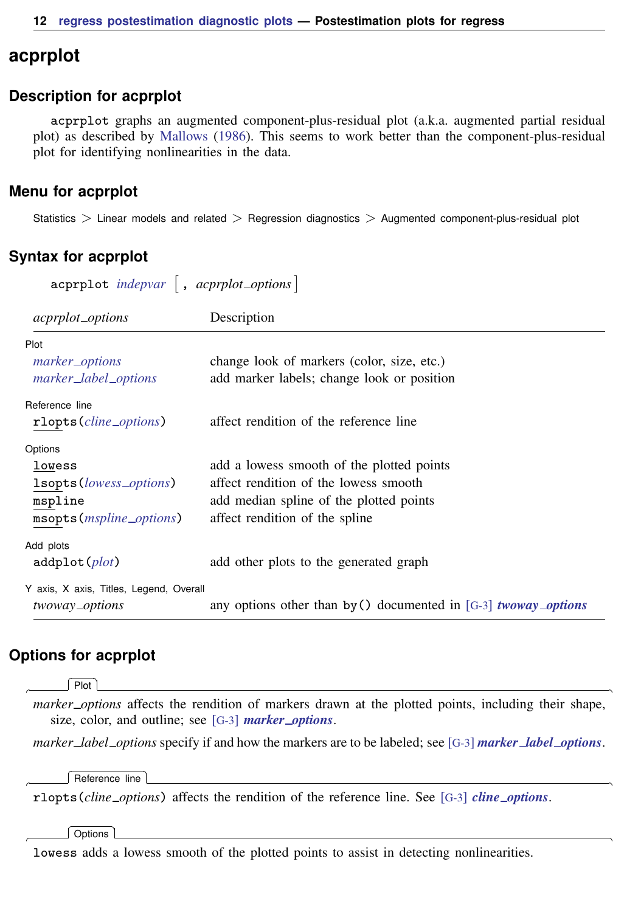# acprplot

## Description for acprplot

`acprplot` graphs an augmented component-plus-residual plot (a.k.a. augmented partial residual plot) as described by Mallows (1986). This seems to work better than the component-plus-residual plot for identifying nonlinearities in the data.

## Menu for acprplot

Statistics > Linear models and related > Regression diagnostics > Augmented component-plus-residual plot

## Syntax for acprplot

`acprplot` *indepvar* [ , *acprplot_options* ]

| *acprplot_options* | Description |
|---|---|
| Plot | |
| *marker_options* | change look of markers (color, size, etc.) |
| *marker_label_options* | add marker labels; change look or position |
| Reference line | |
| `rlopts(`*cline_options*`)` | affect rendition of the reference line |
| Options | |
| `lowess` | add a lowess smooth of the plotted points |
| `lsopts(`*lowess_options*`)` | affect rendition of the lowess smooth |
| `mspline` | add median spline of the plotted points |
| `msopts(`*mspline_options*`)` | affect rendition of the spline |
| Add plots | |
| `addplot(`*plot*`)` | add other plots to the generated graph |
| Y axis, X axis, Titles, Legend, Overall | |
| *twoway_options* | any options other than `by()` documented in [G-3] ***twoway_options*** |

## Options for acprplot

Plot

*marker_options* affects the rendition of markers drawn at the plotted points, including their shape, size, color, and outline; see [G-3] ***marker_options***.

*marker_label_options* specify if and how the markers are to be labeled; see [G-3] ***marker_label_options***.

Reference line

`rlopts(`*cline_options*`)` affects the rendition of the reference line. See [G-3] ***cline_options***.

Options

`lowess` adds a lowess smooth of the plotted points to assist in detecting nonlinearities.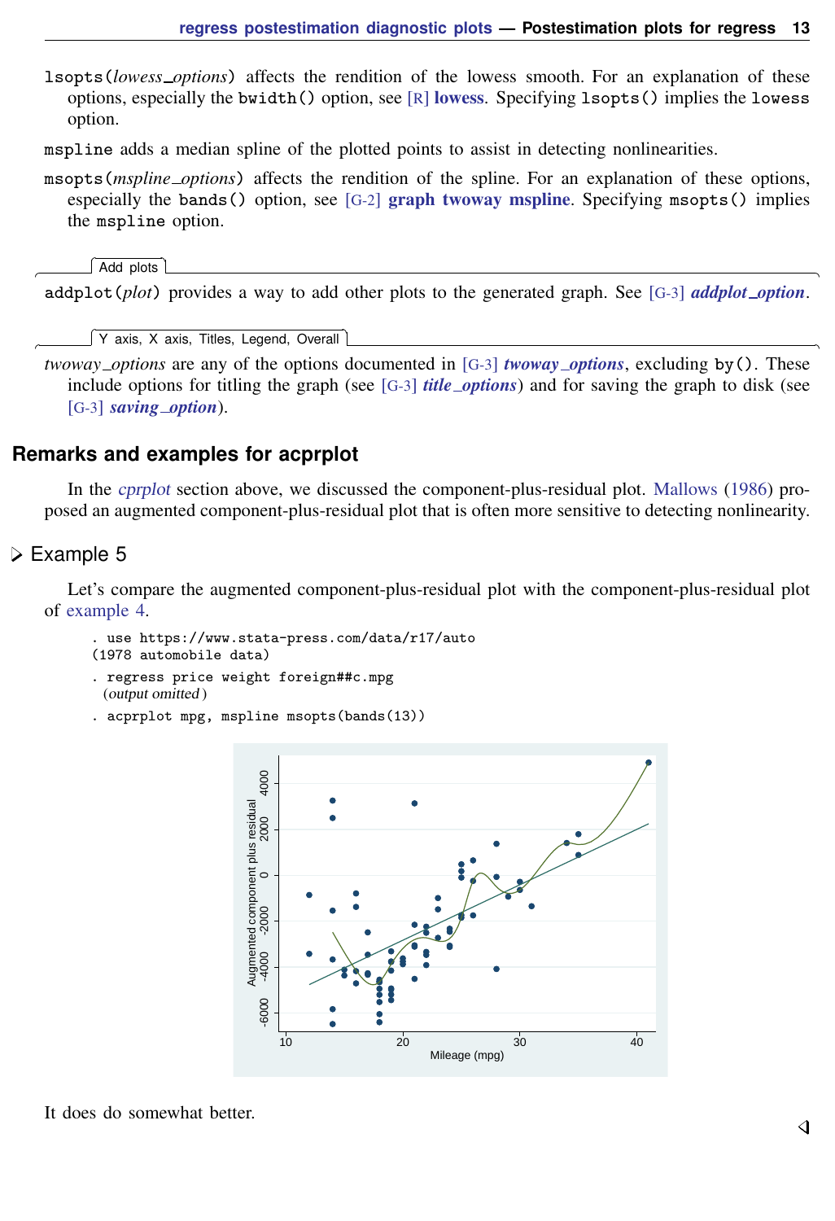`lsopts(`*lowess_options*`)` affects the rendition of the lowess smooth. For an explanation of these options, especially the `bwidth()` option, see [R] **lowess**. Specifying `lsopts()` implies the `lowess` option.

`mspline` adds a median spline of the plotted points to assist in detecting nonlinearities.

`msopts(`*mspline_options*`)` affects the rendition of the spline. For an explanation of these options, especially the `bands()` option, see [G-2] **graph twoway mspline**. Specifying `msopts()` implies the `mspline` option.

Add plots

`addplot(`*plot*`)` provides a way to add other plots to the generated graph. See [G-3] ***addplot_option***.

Y axis, X axis, Titles, Legend, Overall

*twoway_options* are any of the options documented in [G-3] ***twoway_options***, excluding `by()`. These include options for titling the graph (see [G-3] ***title_options***) and for saving the graph to disk (see [G-3] ***saving_option***).

## Remarks and examples for acprplot

In the *cprplot* section above, we discussed the component-plus-residual plot. Mallows (1986) proposed an augmented component-plus-residual plot that is often more sensitive to detecting nonlinearity.

### Example 5

Let's compare the augmented component-plus-residual plot with the component-plus-residual plot of example 4.

```
. use https://www.stata-press.com/data/r17/auto
(1978 automobile data)
. regress price weight foreign##c.mpg
  (output omitted )
. acprplot mpg, mspline msopts(bands(13))
```

It does do somewhat better.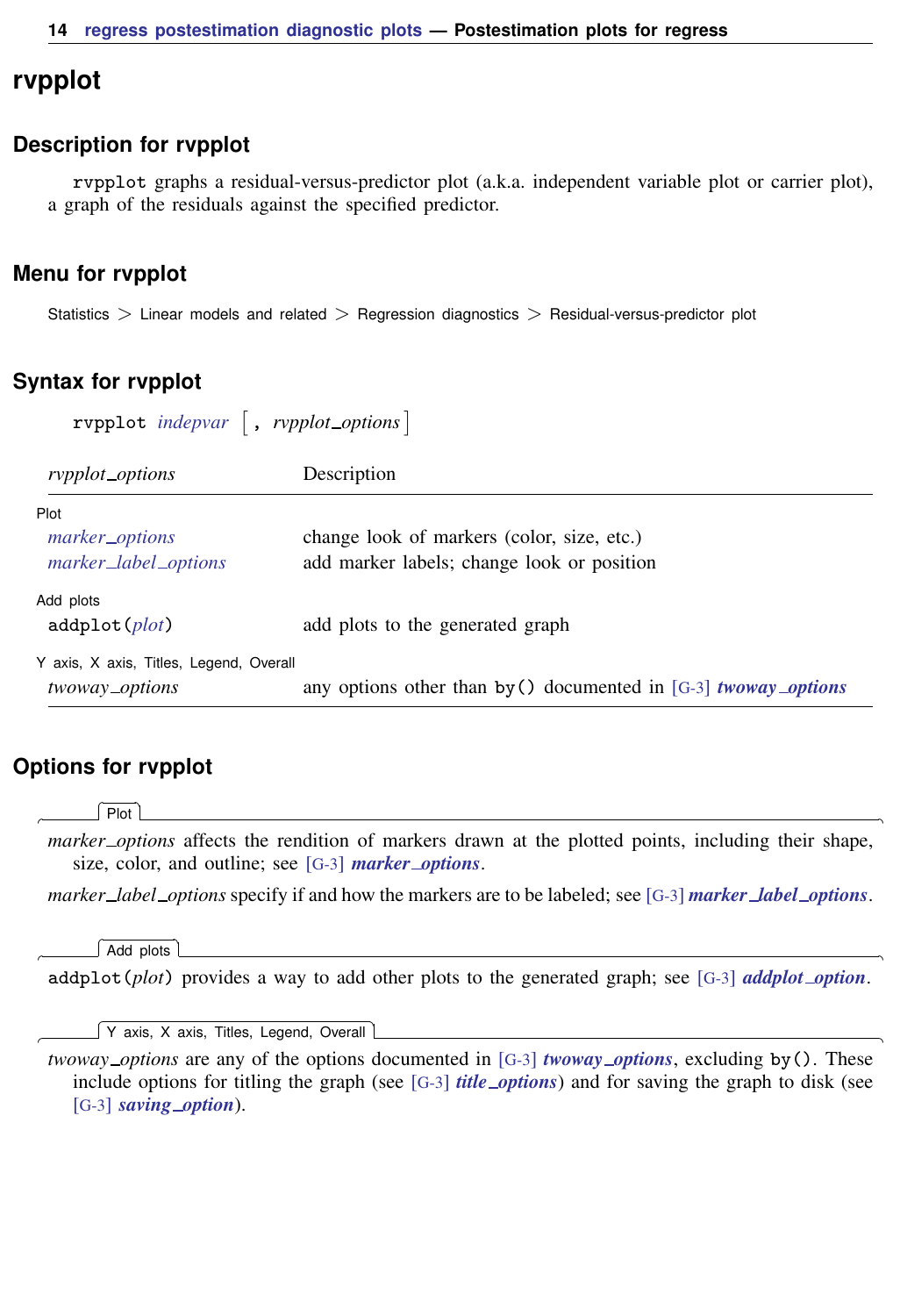# rvpplot

## Description for rvpplot

rvpplot graphs a residual-versus-predictor plot (a.k.a. independent variable plot or carrier plot), a graph of the residuals against the specified predictor.

## Menu for rvpplot

Statistics > Linear models and related > Regression diagnostics > Residual-versus-predictor plot

## Syntax for rvpplot

```
rvpplot indepvar [ , rvpplot_options ]
```

| *rvpplot_options* | Description |
|---|---|
| Plot | |
| *marker_options* | change look of markers (color, size, etc.) |
| *marker_label_options* | add marker labels; change look or position |
| Add plots | |
| addplot(*plot*) | add plots to the generated graph |
| Y axis, X axis, Titles, Legend, Overall | |
| *twoway_options* | any options other than by() documented in [G-3] ***twoway_options*** |

## Options for rvpplot

**Plot**

*marker_options* affects the rendition of markers drawn at the plotted points, including their shape, size, color, and outline; see [G-3] ***marker_options***.

*marker_label_options* specify if and how the markers are to be labeled; see [G-3] ***marker_label_options***.

**Add plots**

addplot(*plot*) provides a way to add other plots to the generated graph; see [G-3] ***addplot_option***.

**Y axis, X axis, Titles, Legend, Overall**

*twoway_options* are any of the options documented in [G-3] ***twoway_options***, excluding by(). These include options for titling the graph (see [G-3] ***title_options***) and for saving the graph to disk (see [G-3] ***saving_option***).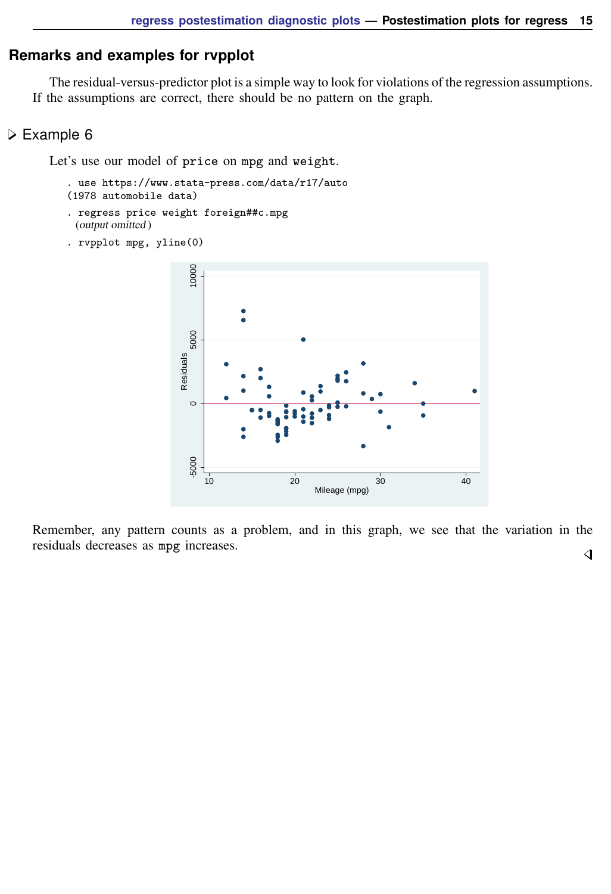## Remarks and examples for rvpplot

The residual-versus-predictor plot is a simple way to look for violations of the regression assumptions. If the assumptions are correct, there should be no pattern on the graph.

### ▷ Example 6

Let's use our model of `price` on `mpg` and `weight`.

```
. use https://www.stata-press.com/data/r17/auto
(1978 automobile data)
. regress price weight foreign##c.mpg
  (output omitted )
. rvpplot mpg, yline(0)
```

Remember, any pattern counts as a problem, and in this graph, we see that the variation in the residuals decreases as `mpg` increases.

◁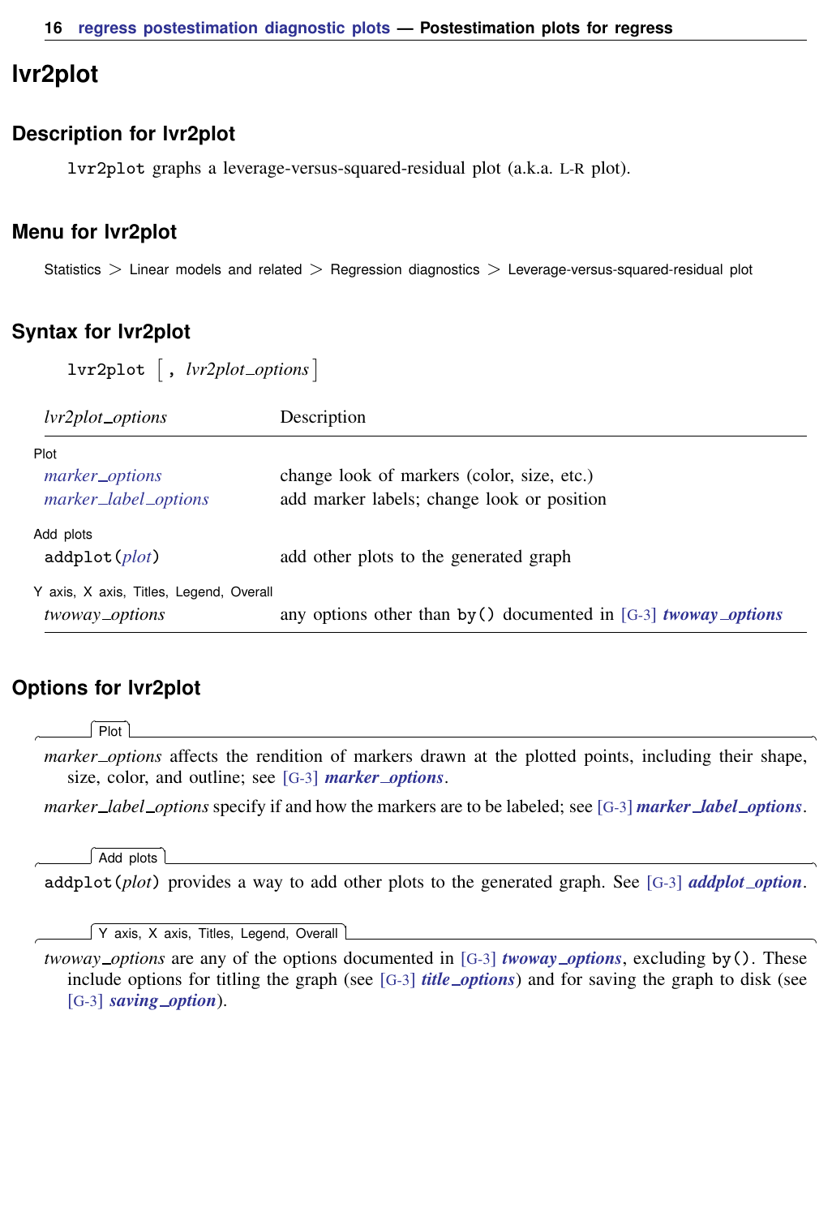# lvr2plot

## Description for lvr2plot

`lvr2plot` graphs a leverage-versus-squared-residual plot (a.k.a. L-R plot).

## Menu for lvr2plot

Statistics > Linear models and related > Regression diagnostics > Leverage-versus-squared-residual plot

## Syntax for lvr2plot

`lvr2plot` [ , *lvr2plot_options* ]

| *lvr2plot_options* | Description |
|---|---|
| Plot | |
| *marker_options* | change look of markers (color, size, etc.) |
| *marker_label_options* | add marker labels; change look or position |
| Add plots | |
| `addplot(`*plot*`)` | add other plots to the generated graph |
| Y axis, X axis, Titles, Legend, Overall | |
| *twoway_options* | any options other than `by()` documented in [G-3] ***twoway_options*** |

## Options for lvr2plot

**Plot**

*marker_options* affects the rendition of markers drawn at the plotted points, including their shape, size, color, and outline; see [G-3] ***marker_options***.

*marker_label_options* specify if and how the markers are to be labeled; see [G-3] ***marker_label_options***.

**Add plots**

`addplot(`*plot*`)` provides a way to add other plots to the generated graph. See [G-3] ***addplot_option***.

**Y axis, X axis, Titles, Legend, Overall**

*twoway_options* are any of the options documented in [G-3] ***twoway_options***, excluding `by()`. These include options for titling the graph (see [G-3] ***title_options***) and for saving the graph to disk (see [G-3] ***saving_option***).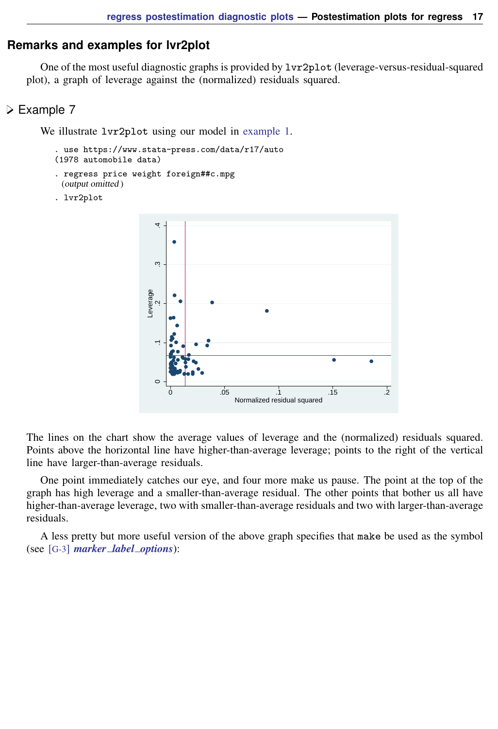## Remarks and examples for lvr2plot

One of the most useful diagnostic graphs is provided by `lvr2plot` (leverage-versus-residual-squared plot), a graph of leverage against the (normalized) residuals squared.

### ▷ Example 7

We illustrate `lvr2plot` using our model in example 1.

```
. use https://www.stata-press.com/data/r17/auto
(1978 automobile data)
. regress price weight foreign##c.mpg
  (output omitted )
. lvr2plot
```

The lines on the chart show the average values of leverage and the (normalized) residuals squared. Points above the horizontal line have higher-than-average leverage; points to the right of the vertical line have larger-than-average residuals.

One point immediately catches our eye, and four more make us pause. The point at the top of the graph has high leverage and a smaller-than-average residual. The other points that bother us all have higher-than-average leverage, two with smaller-than-average residuals and two with larger-than-average residuals.

A less pretty but more useful version of the above graph specifies that `make` be used as the symbol (see [G-3] *marker_label_options*):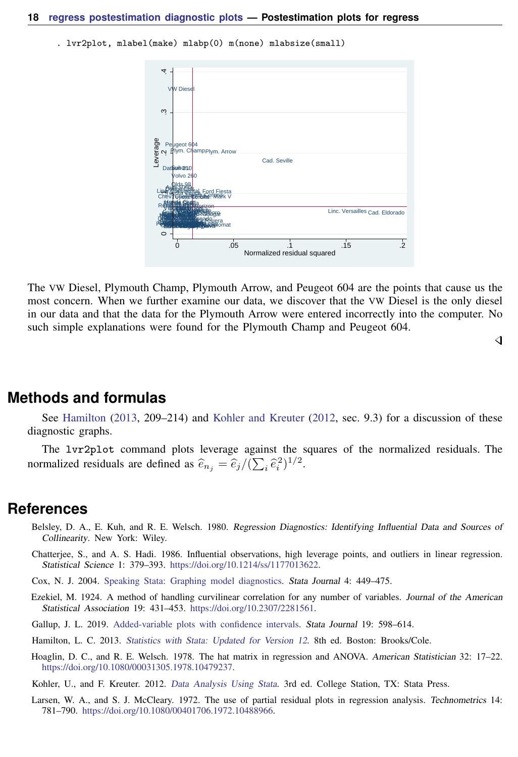```
. lvr2plot, mlabel(make) mlabp(0) m(none) mlabsize(small)
```

The VW Diesel, Plymouth Champ, Plymouth Arrow, and Peugeot 604 are the points that cause us the most concern. When we further examine our data, we discover that the VW Diesel is the only diesel in our data and that the data for the Plymouth Arrow were entered incorrectly into the computer. No such simple explanations were found for the Plymouth Champ and Peugeot 604.

◁

## Methods and formulas

See Hamilton (2013, 209–214) and Kohler and Kreuter (2012, sec. 9.3) for a discussion of these diagnostic graphs.

The `lvr2plot` command plots leverage against the squares of the normalized residuals. The normalized residuals are defined as $\widehat{e}_{n_j} = \widehat{e}_j / (\sum_i \widehat{e}_i^2)^{1/2}$.

## References

Belsley, D. A., E. Kuh, and R. E. Welsch. 1980. *Regression Diagnostics: Identifying Influential Data and Sources of Collinearity*. New York: Wiley.

Chatterjee, S., and A. S. Hadi. 1986. Influential observations, high leverage points, and outliers in linear regression. *Statistical Science* 1: 379–393. https://doi.org/10.1214/ss/1177013622.

Cox, N. J. 2004. Speaking Stata: Graphing model diagnostics. *Stata Journal* 4: 449–475.

Ezekiel, M. 1924. A method of handling curvilinear correlation for any number of variables. *Journal of the American Statistical Association* 19: 431–453. https://doi.org/10.2307/2281561.

Gallup, J. L. 2019. Added-variable plots with confidence intervals. *Stata Journal* 19: 598–614.

Hamilton, L. C. 2013. *Statistics with Stata: Updated for Version 12*. 8th ed. Boston: Brooks/Cole.

Hoaglin, D. C., and R. E. Welsch. 1978. The hat matrix in regression and ANOVA. *American Statistician* 32: 17–22. https://doi.org/10.1080/00031305.1978.10479237.

Kohler, U., and F. Kreuter. 2012. *Data Analysis Using Stata*. 3rd ed. College Station, TX: Stata Press.

Larsen, W. A., and S. J. McCleary. 1972. The use of partial residual plots in regression analysis. *Technometrics* 14: 781–790. https://doi.org/10.1080/00401706.1972.10488966.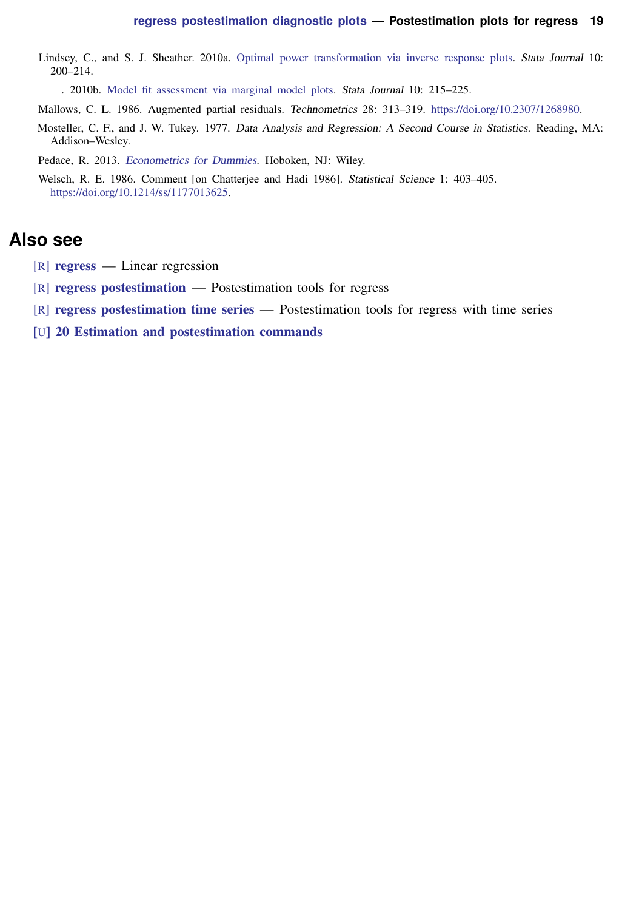Lindsey, C., and S. J. Sheather. 2010a. Optimal power transformation via inverse response plots. *Stata Journal* 10: 200–214.

——. 2010b. Model fit assessment via marginal model plots. *Stata Journal* 10: 215–225.

Mallows, C. L. 1986. Augmented partial residuals. *Technometrics* 28: 313–319. https://doi.org/10.2307/1268980.

Mosteller, C. F., and J. W. Tukey. 1977. *Data Analysis and Regression: A Second Course in Statistics*. Reading, MA: Addison–Wesley.

Pedace, R. 2013. *Econometrics for Dummies*. Hoboken, NJ: Wiley.

Welsch, R. E. 1986. Comment [on Chatterjee and Hadi 1986]. *Statistical Science* 1: 403–405. https://doi.org/10.1214/ss/1177013625.

## Also see

[R] **regress** — Linear regression

[R] **regress postestimation** — Postestimation tools for regress

[R] **regress postestimation time series** — Postestimation tools for regress with time series

**[U] 20 Estimation and postestimation commands**